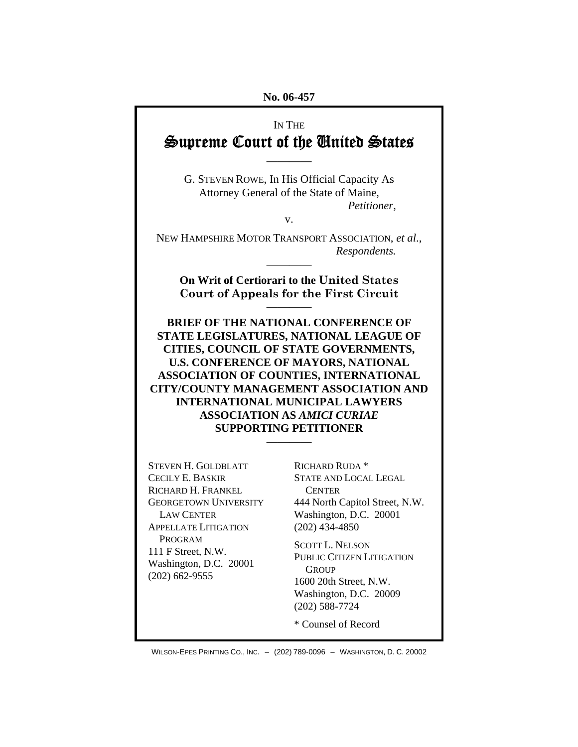No. 06-457

IN THE

# Supreme Court of the United States

---

G. STEVEN ROWE, In His Official Capacity As Attorney General of the State of Maine,

*Petitioner*,

v.

NEW HAMPSHIRE MOTOR TRANSPORT ASSOCIATION, *et al*.,

*Respondents.*

---

**On Writ of Certiorari to the United States Court of Appeals for the First Circuit**

---

**BRIEF OF THE NATIONAL CONFERENCE OF STATE LEGISLATURES, NATIONAL LEAGUE OF CITIES, COUNCIL OF STATE GOVERNMENTS, U.S. CONFERENCE OF MAYORS, NATIONAL ASSOCIATION OF COUNTIES, INTERNATIONAL CITY/COUNTY MANAGEMENT ASSOCIATION AND INTERNATIONAL MUNICIPAL LAWYERS ASSOCIATION AS *AMICI CURIAE* SUPPORTING PETITIONER**

---

STEVEN H. GOLDBLATT
CECILY E. BASKIR
RICHARD H. FRANKEL
GEORGETOWN UNIVERSITY LAW CENTER
APPELLATE LITIGATION PROGRAM
111 F Street, N.W.
Washington, D.C. 20001
(202) 662-9555

RICHARD RUDA *
STATE AND LOCAL LEGAL CENTER
444 North Capitol Street, N.W.
Washington, D.C. 20001
(202) 434-4850

SCOTT L. NELSON
PUBLIC CITIZEN LITIGATION GROUP
1600 20th Street, N.W.
Washington, D.C. 20009
(202) 588-7724

* Counsel of Record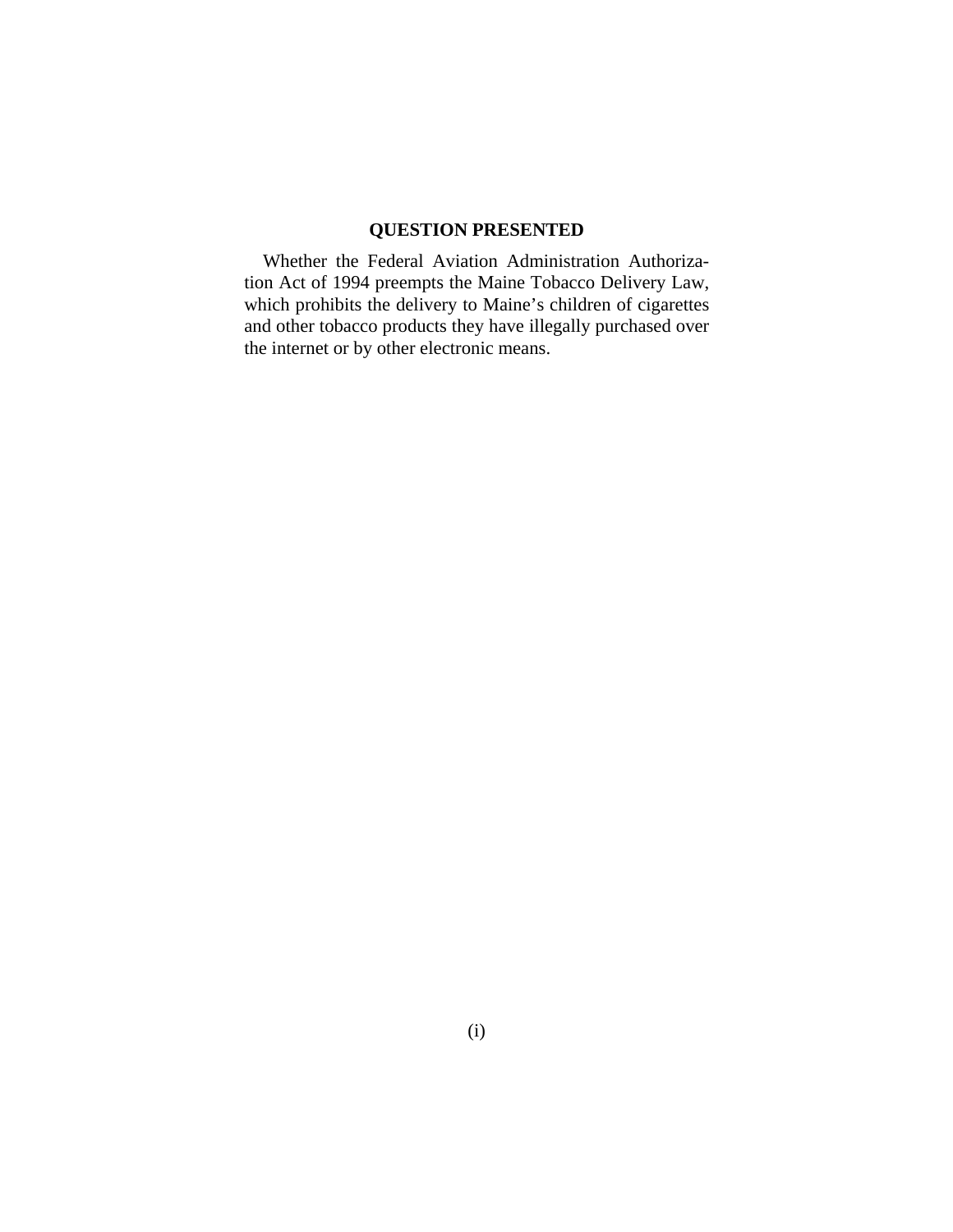## QUESTION PRESENTED

Whether the Federal Aviation Administration Authorization Act of 1994 preempts the Maine Tobacco Delivery Law, which prohibits the delivery to Maine's children of cigarettes and other tobacco products they have illegally purchased over the internet or by other electronic means.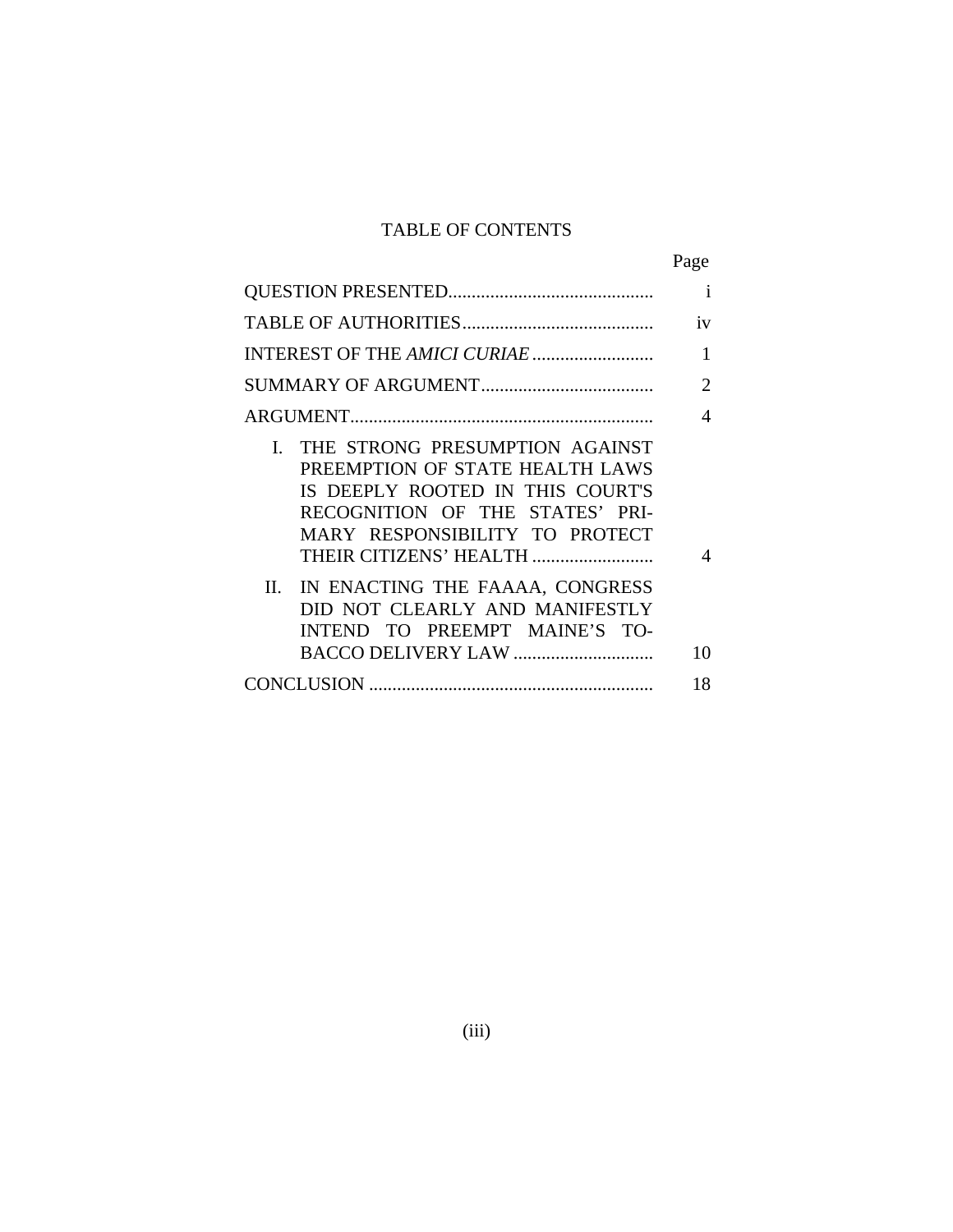# TABLE OF CONTENTS

| | Page |
|---|---|
| QUESTION PRESENTED | i |
| TABLE OF AUTHORITIES | iv |
| INTEREST OF THE *AMICI CURIAE* | 1 |
| SUMMARY OF ARGUMENT | 2 |
| ARGUMENT | 4 |
| I. THE STRONG PRESUMPTION AGAINST PREEMPTION OF STATE HEALTH LAWS IS DEEPLY ROOTED IN THIS COURT'S RECOGNITION OF THE STATES' PRIMARY RESPONSIBILITY TO PROTECT THEIR CITIZENS' HEALTH | 4 |
| II. IN ENACTING THE FAAAA, CONGRESS DID NOT CLEARLY AND MANIFESTLY INTEND TO PREEMPT MAINE'S TOBACCO DELIVERY LAW | 10 |
| CONCLUSION | 18 |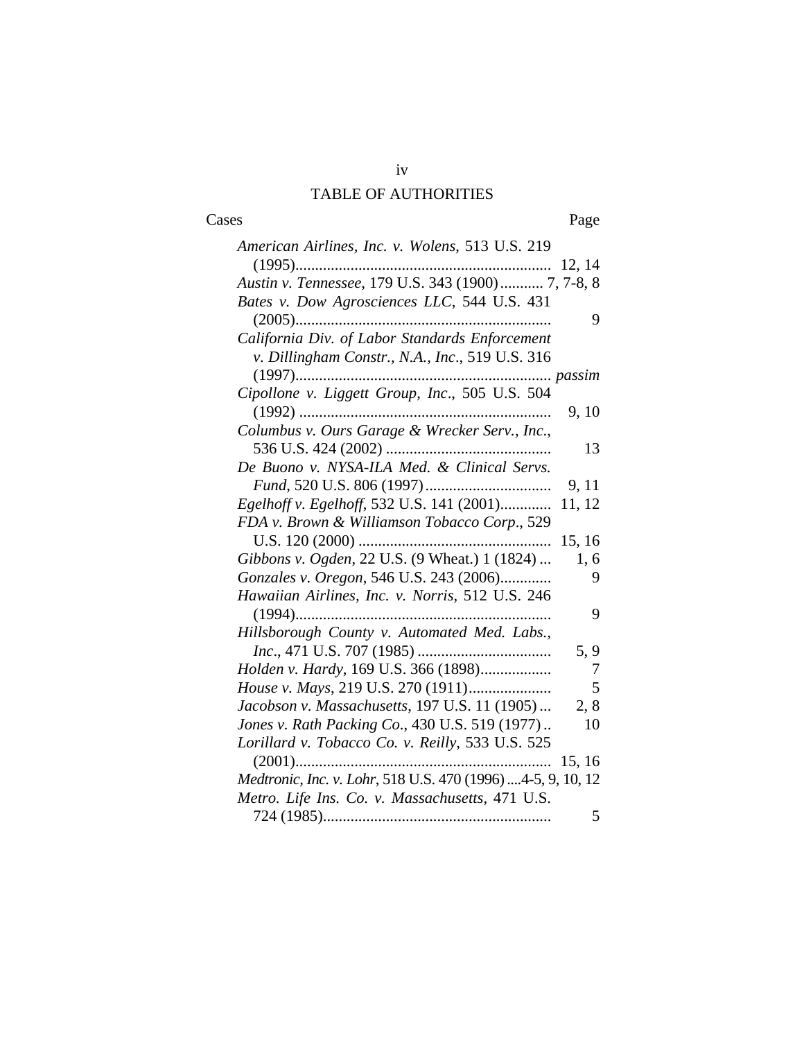# TABLE OF AUTHORITIES

| Cases | Page |
|---|---|
| *American Airlines, Inc. v. Wolens*, 513 U.S. 219 (1995) | 12, 14 |
| *Austin v. Tennessee*, 179 U.S. 343 (1900) | 7, 7-8, 8 |
| *Bates v. Dow Agrosciences LLC*, 544 U.S. 431 (2005) | 9 |
| *California Div. of Labor Standards Enforcement v. Dillingham Constr., N.A., Inc*., 519 U.S. 316 (1997) | *passim* |
| *Cipollone v. Liggett Group, Inc*., 505 U.S. 504 (1992) | 9, 10 |
| *Columbus v. Ours Garage & Wrecker Serv., Inc*., 536 U.S. 424 (2002) | 13 |
| *De Buono v. NYSA-ILA Med. & Clinical Servs. Fund*, 520 U.S. 806 (1997) | 9, 11 |
| *Egelhoff v. Egelhoff*, 532 U.S. 141 (2001) | 11, 12 |
| *FDA v. Brown & Williamson Tobacco Corp*., 529 U.S. 120 (2000) | 15, 16 |
| *Gibbons v. Ogden*, 22 U.S. (9 Wheat.) 1 (1824) | 1, 6 |
| *Gonzales v. Oregon*, 546 U.S. 243 (2006) | 9 |
| *Hawaiian Airlines, Inc. v. Norris*, 512 U.S. 246 (1994) | 9 |
| *Hillsborough County v. Automated Med. Labs., Inc*., 471 U.S. 707 (1985) | 5, 9 |
| *Holden v. Hardy*, 169 U.S. 366 (1898) | 7 |
| *House v. Mays*, 219 U.S. 270 (1911) | 5 |
| *Jacobson v. Massachusetts*, 197 U.S. 11 (1905) | 2, 8 |
| *Jones v. Rath Packing Co*., 430 U.S. 519 (1977) | 10 |
| *Lorillard v. Tobacco Co. v. Reilly*, 533 U.S. 525 (2001) | 15, 16 |
| *Medtronic, Inc. v. Lohr*, 518 U.S. 470 (1996) | 4-5, 9, 10, 12 |
| *Metro. Life Ins. Co. v. Massachusetts*, 471 U.S. 724 (1985) | 5 |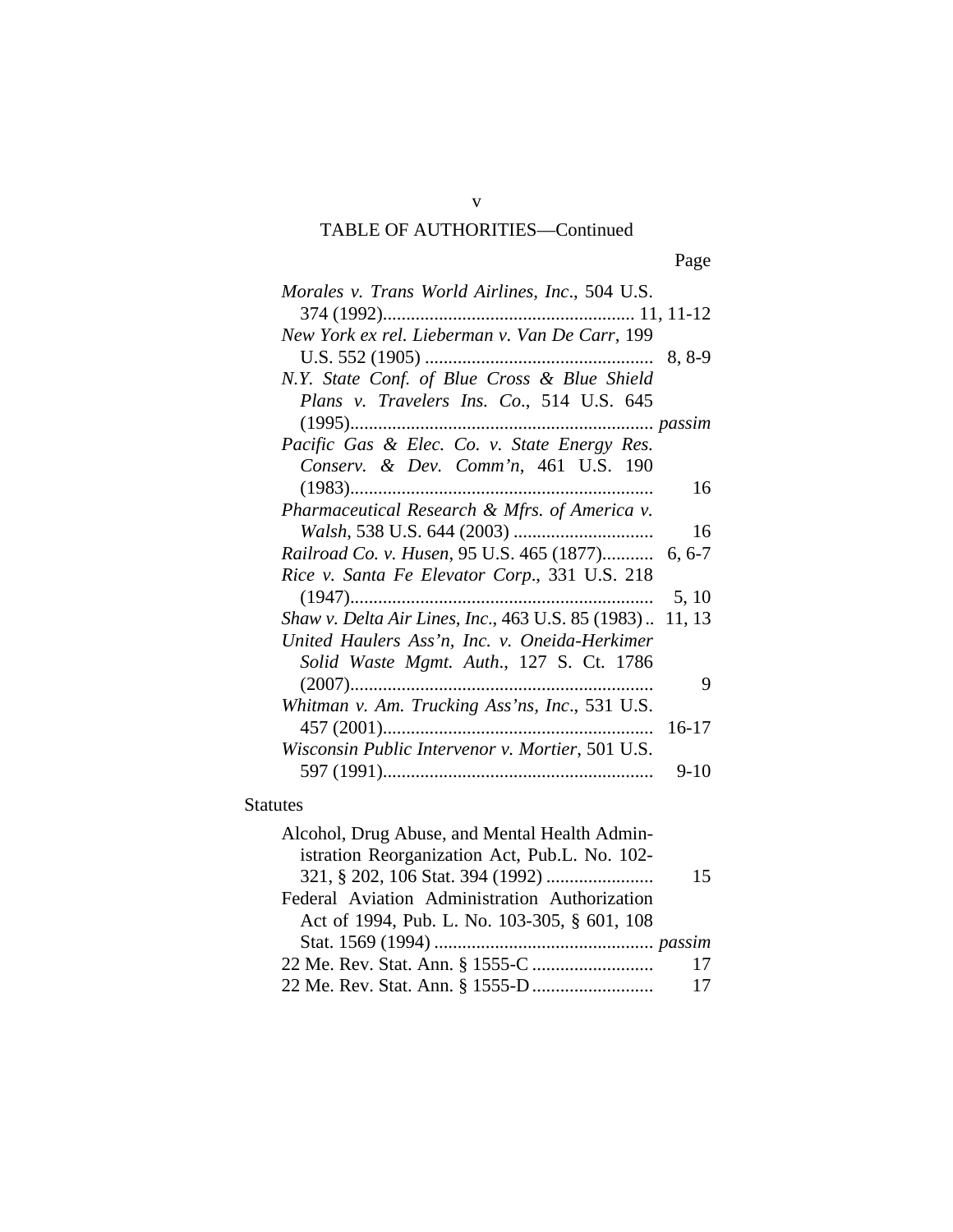TABLE OF AUTHORITIES—Continued

| | Page |
|---|---|
| *Morales v. Trans World Airlines, Inc.*, 504 U.S. 374 (1992) | 11, 11-12 |
| *New York ex rel. Lieberman v. Van De Carr*, 199 U.S. 552 (1905) | 8, 8-9 |
| *N.Y. State Conf. of Blue Cross & Blue Shield Plans v. Travelers Ins. Co.*, 514 U.S. 645 (1995) | *passim* |
| *Pacific Gas & Elec. Co. v. State Energy Res. Conserv. & Dev. Comm'n*, 461 U.S. 190 (1983) | 16 |
| *Pharmaceutical Research & Mfrs. of America v. Walsh*, 538 U.S. 644 (2003) | 16 |
| *Railroad Co. v. Husen*, 95 U.S. 465 (1877) | 6, 6-7 |
| *Rice v. Santa Fe Elevator Corp.*, 331 U.S. 218 (1947) | 5, 10 |
| *Shaw v. Delta Air Lines, Inc.*, 463 U.S. 85 (1983) | 11, 13 |
| *United Haulers Ass'n, Inc. v. Oneida-Herkimer Solid Waste Mgmt. Auth.*, 127 S. Ct. 1786 (2007) | 9 |
| *Whitman v. Am. Trucking Ass'ns, Inc.*, 531 U.S. 457 (2001) | 16-17 |
| *Wisconsin Public Intervenor v. Mortier*, 501 U.S. 597 (1991) | 9-10 |

Statutes

| | |
|---|---|
| Alcohol, Drug Abuse, and Mental Health Administration Reorganization Act, Pub.L. No. 102-321, § 202, 106 Stat. 394 (1992) | 15 |
| Federal Aviation Administration Authorization Act of 1994, Pub. L. No. 103-305, § 601, 108 Stat. 1569 (1994) | *passim* |
| 22 Me. Rev. Stat. Ann. § 1555-C | 17 |
| 22 Me. Rev. Stat. Ann. § 1555-D | 17 |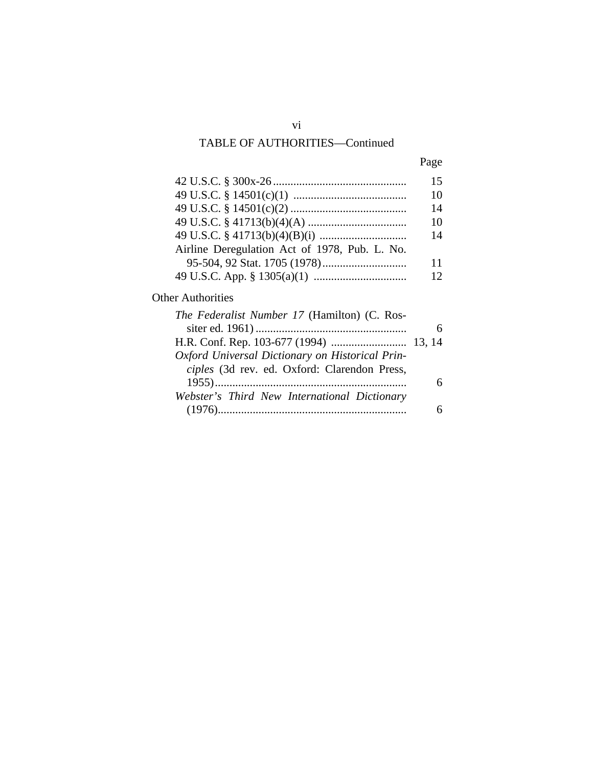## TABLE OF AUTHORITIES—Continued

| | Page |
|---|---|
| 42 U.S.C. § 300x-26 | 15 |
| 49 U.S.C. § 14501(c)(1) | 10 |
| 49 U.S.C. § 14501(c)(2) | 14 |
| 49 U.S.C. § 41713(b)(4)(A) | 10 |
| 49 U.S.C. § 41713(b)(4)(B)(i) | 14 |
| Airline Deregulation Act of 1978, Pub. L. No. 95-504, 92 Stat. 1705 (1978) | 11 |
| 49 U.S.C. App. § 1305(a)(1) | 12 |

### Other Authorities

| | |
|---|---|
| *The Federalist Number 17* (Hamilton) (C. Rossiter ed. 1961) | 6 |
| H.R. Conf. Rep. 103-677 (1994) | 13, 14 |
| *Oxford Universal Dictionary on Historical Principles* (3d rev. ed. Oxford: Clarendon Press, 1955) | 6 |
| *Webster's Third New International Dictionary* (1976) | 6 |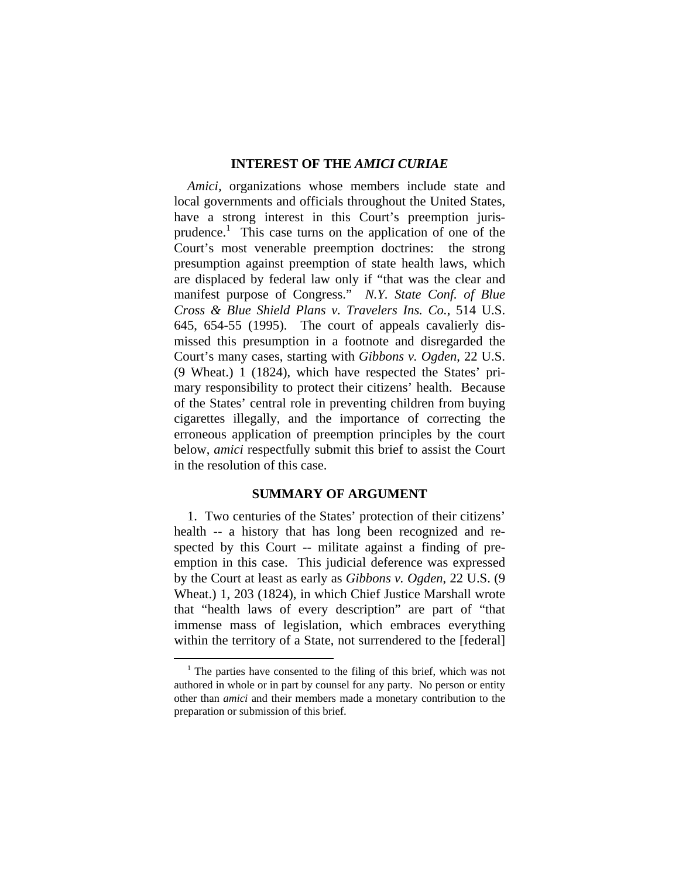## INTEREST OF THE *AMICI CURIAE*

*Amici*, organizations whose members include state and local governments and officials throughout the United States, have a strong interest in this Court's preemption jurisprudence.[1] This case turns on the application of one of the Court's most venerable preemption doctrines: the strong presumption against preemption of state health laws, which are displaced by federal law only if "that was the clear and manifest purpose of Congress." *N.Y. State Conf. of Blue Cross & Blue Shield Plans v. Travelers Ins. Co.*, 514 U.S. 645, 654-55 (1995). The court of appeals cavalierly dismissed this presumption in a footnote and disregarded the Court's many cases, starting with *Gibbons v. Ogden*, 22 U.S. (9 Wheat.) 1 (1824), which have respected the States' primary responsibility to protect their citizens' health. Because of the States' central role in preventing children from buying cigarettes illegally, and the importance of correcting the erroneous application of preemption principles by the court below, *amici* respectfully submit this brief to assist the Court in the resolution of this case.

## SUMMARY OF ARGUMENT

1. Two centuries of the States' protection of their citizens' health -- a history that has long been recognized and respected by this Court -- militate against a finding of preemption in this case. This judicial deference was expressed by the Court at least as early as *Gibbons v. Ogden*, 22 U.S. (9 Wheat.) 1, 203 (1824), in which Chief Justice Marshall wrote that "health laws of every description" are part of "that immense mass of legislation, which embraces everything within the territory of a State, not surrendered to the [federal]

[1] The parties have consented to the filing of this brief, which was not authored in whole or in part by counsel for any party. No person or entity other than *amici* and their members made a monetary contribution to the preparation or submission of this brief.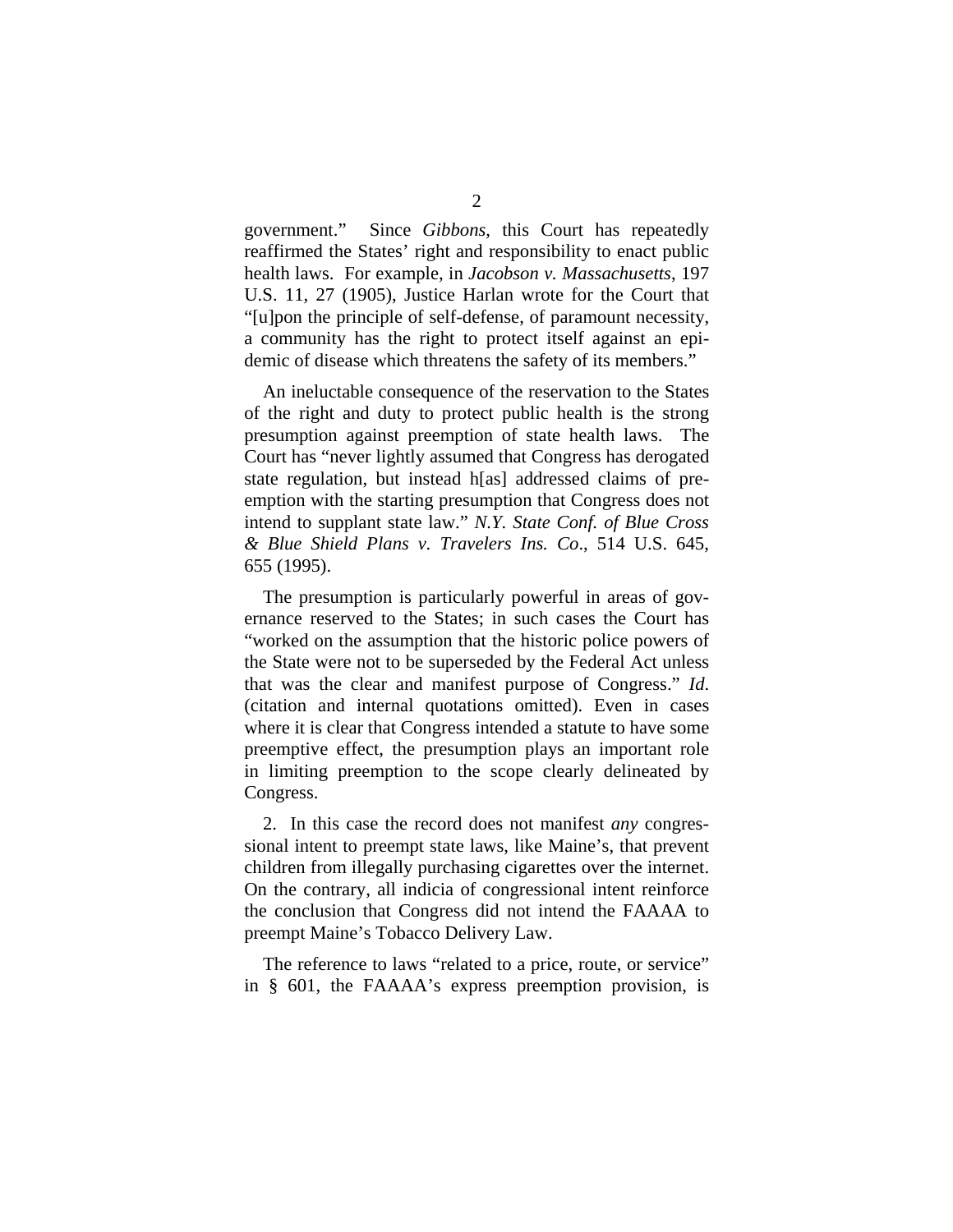government." Since *Gibbons*, this Court has repeatedly reaffirmed the States' right and responsibility to enact public health laws. For example, in *Jacobson v. Massachusetts*, 197 U.S. 11, 27 (1905), Justice Harlan wrote for the Court that "[u]pon the principle of self-defense, of paramount necessity, a community has the right to protect itself against an epidemic of disease which threatens the safety of its members."

An ineluctable consequence of the reservation to the States of the right and duty to protect public health is the strong presumption against preemption of state health laws. The Court has "never lightly assumed that Congress has derogated state regulation, but instead h[as] addressed claims of preemption with the starting presumption that Congress does not intend to supplant state law." *N.Y. State Conf. of Blue Cross & Blue Shield Plans v. Travelers Ins. Co*., 514 U.S. 645, 655 (1995).

The presumption is particularly powerful in areas of governance reserved to the States; in such cases the Court has "worked on the assumption that the historic police powers of the State were not to be superseded by the Federal Act unless that was the clear and manifest purpose of Congress." *Id.* (citation and internal quotations omitted). Even in cases where it is clear that Congress intended a statute to have some preemptive effect, the presumption plays an important role in limiting preemption to the scope clearly delineated by Congress.

2. In this case the record does not manifest *any* congressional intent to preempt state laws, like Maine's, that prevent children from illegally purchasing cigarettes over the internet. On the contrary, all indicia of congressional intent reinforce the conclusion that Congress did not intend the FAAAA to preempt Maine's Tobacco Delivery Law.

The reference to laws "related to a price, route, or service" in § 601, the FAAAA's express preemption provision, is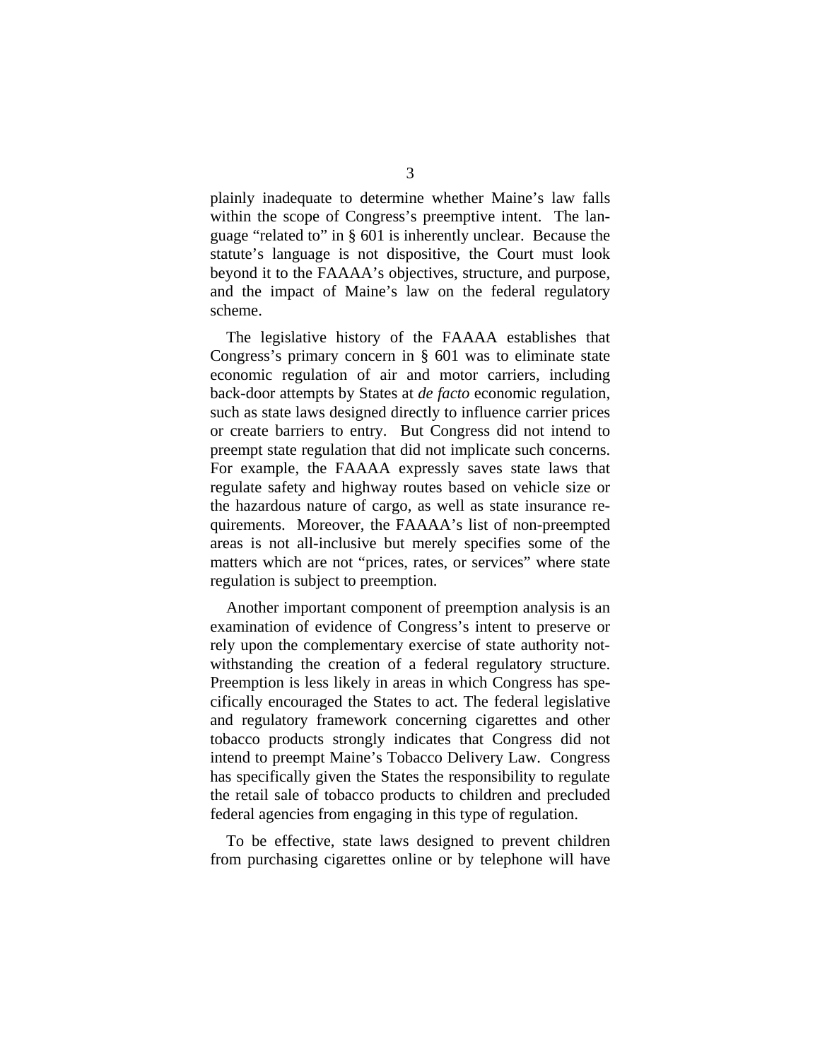plainly inadequate to determine whether Maine's law falls within the scope of Congress's preemptive intent. The language "related to" in § 601 is inherently unclear. Because the statute's language is not dispositive, the Court must look beyond it to the FAAAA's objectives, structure, and purpose, and the impact of Maine's law on the federal regulatory scheme.

The legislative history of the FAAAA establishes that Congress's primary concern in § 601 was to eliminate state economic regulation of air and motor carriers, including back-door attempts by States at *de facto* economic regulation, such as state laws designed directly to influence carrier prices or create barriers to entry. But Congress did not intend to preempt state regulation that did not implicate such concerns. For example, the FAAAA expressly saves state laws that regulate safety and highway routes based on vehicle size or the hazardous nature of cargo, as well as state insurance requirements. Moreover, the FAAAA's list of non-preempted areas is not all-inclusive but merely specifies some of the matters which are not "prices, rates, or services" where state regulation is subject to preemption.

Another important component of preemption analysis is an examination of evidence of Congress's intent to preserve or rely upon the complementary exercise of state authority notwithstanding the creation of a federal regulatory structure. Preemption is less likely in areas in which Congress has specifically encouraged the States to act. The federal legislative and regulatory framework concerning cigarettes and other tobacco products strongly indicates that Congress did not intend to preempt Maine's Tobacco Delivery Law. Congress has specifically given the States the responsibility to regulate the retail sale of tobacco products to children and precluded federal agencies from engaging in this type of regulation.

To be effective, state laws designed to prevent children from purchasing cigarettes online or by telephone will have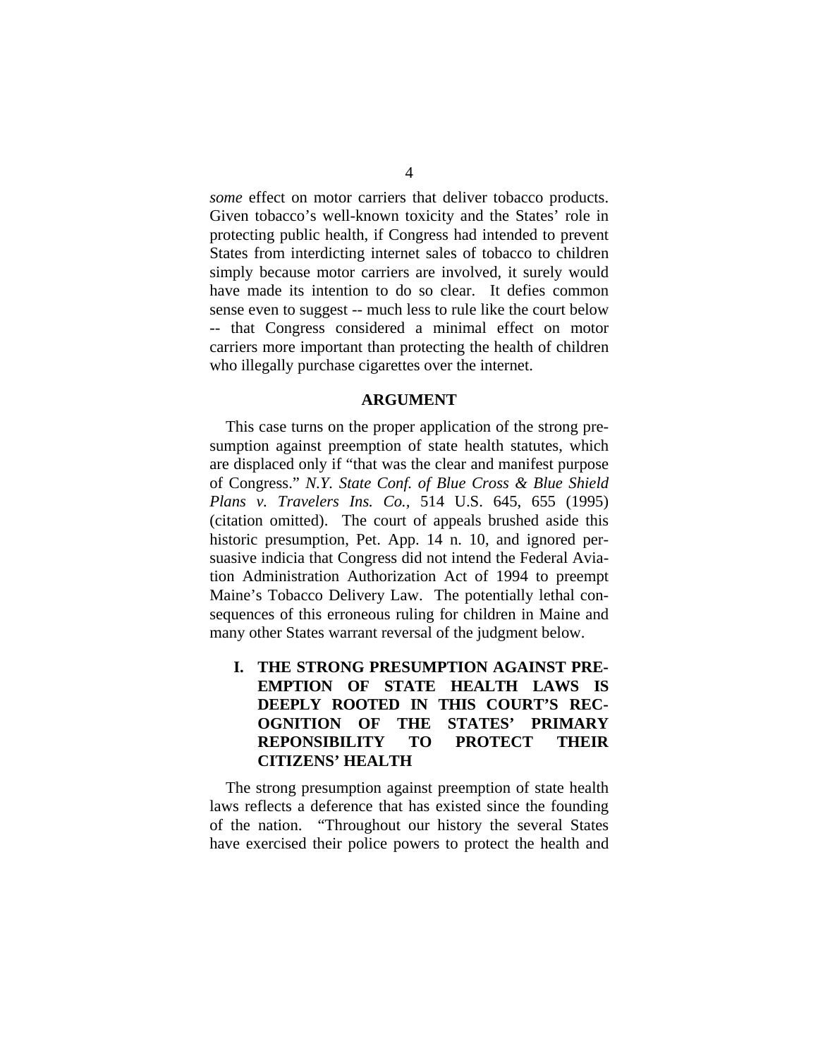*some* effect on motor carriers that deliver tobacco products. Given tobacco's well-known toxicity and the States' role in protecting public health, if Congress had intended to prevent States from interdicting internet sales of tobacco to children simply because motor carriers are involved, it surely would have made its intention to do so clear. It defies common sense even to suggest -- much less to rule like the court below -- that Congress considered a minimal effect on motor carriers more important than protecting the health of children who illegally purchase cigarettes over the internet.

## ARGUMENT

This case turns on the proper application of the strong presumption against preemption of state health statutes, which are displaced only if "that was the clear and manifest purpose of Congress." *N.Y. State Conf. of Blue Cross & Blue Shield Plans v. Travelers Ins. Co.*, 514 U.S. 645, 655 (1995) (citation omitted). The court of appeals brushed aside this historic presumption, Pet. App. 14 n. 10, and ignored persuasive indicia that Congress did not intend the Federal Aviation Administration Authorization Act of 1994 to preempt Maine's Tobacco Delivery Law. The potentially lethal consequences of this erroneous ruling for children in Maine and many other States warrant reversal of the judgment below.

### I. THE STRONG PRESUMPTION AGAINST PREEMPTION OF STATE HEALTH LAWS IS DEEPLY ROOTED IN THIS COURT'S RECOGNITION OF THE STATES' PRIMARY REPONSIBILITY TO PROTECT THEIR CITIZENS' HEALTH

The strong presumption against preemption of state health laws reflects a deference that has existed since the founding of the nation. "Throughout our history the several States have exercised their police powers to protect the health and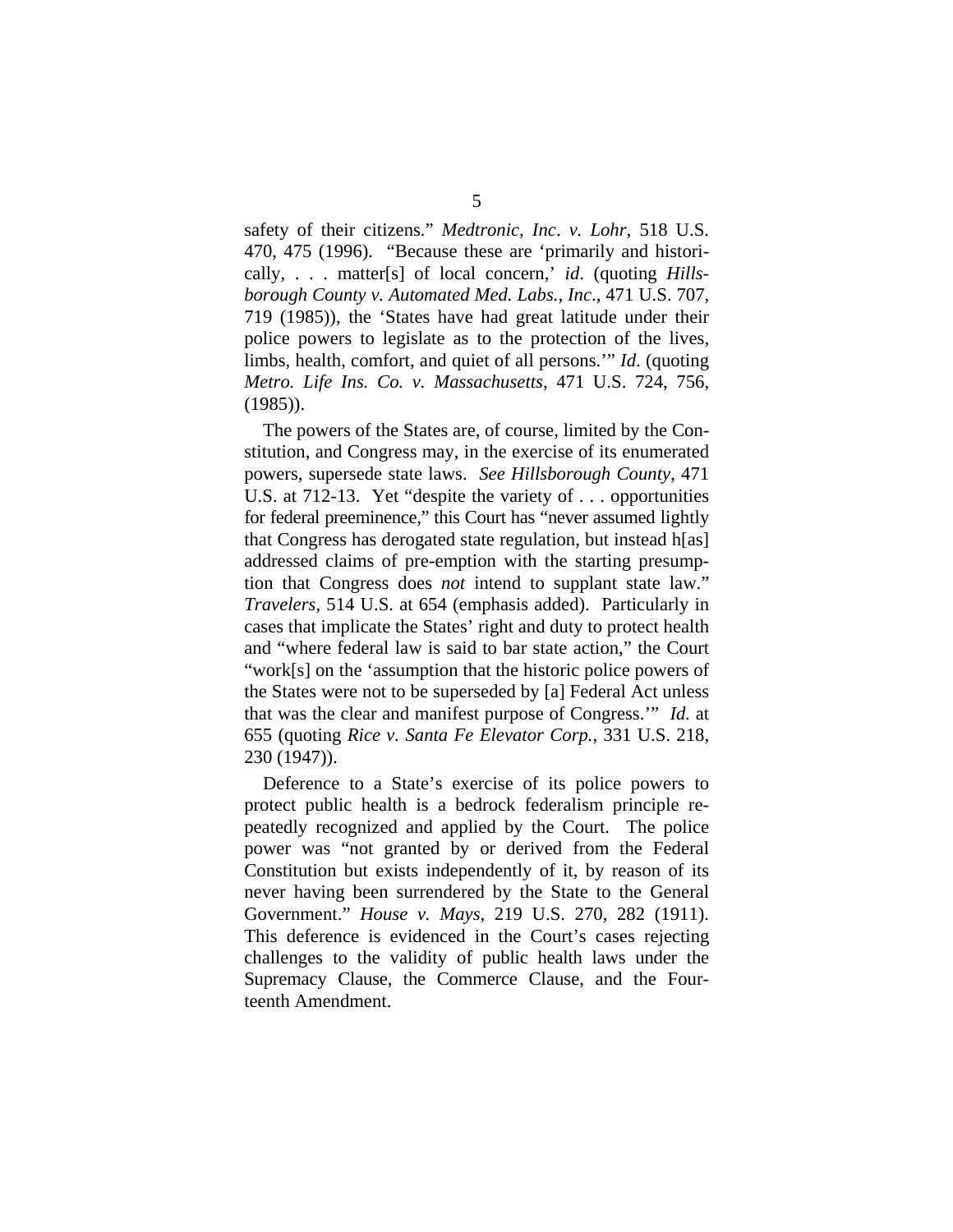safety of their citizens." *Medtronic, Inc. v. Lohr*, 518 U.S. 470, 475 (1996). "Because these are 'primarily and historically, . . . matter[s] of local concern,' *id*. (quoting *Hillsborough County v. Automated Med. Labs., Inc*., 471 U.S. 707, 719 (1985)), the 'States have had great latitude under their police powers to legislate as to the protection of the lives, limbs, health, comfort, and quiet of all persons.'" *Id*. (quoting *Metro. Life Ins. Co. v. Massachusetts*, 471 U.S. 724, 756, (1985)).

The powers of the States are, of course, limited by the Constitution, and Congress may, in the exercise of its enumerated powers, supersede state laws. *See Hillsborough County*, 471 U.S. at 712-13. Yet "despite the variety of . . . opportunities for federal preeminence," this Court has "never assumed lightly that Congress has derogated state regulation, but instead h[as] addressed claims of pre-emption with the starting presumption that Congress does *not* intend to supplant state law." *Travelers*, 514 U.S. at 654 (emphasis added). Particularly in cases that implicate the States' right and duty to protect health and "where federal law is said to bar state action," the Court "work[s] on the 'assumption that the historic police powers of the States were not to be superseded by [a] Federal Act unless that was the clear and manifest purpose of Congress.'" *Id.* at 655 (quoting *Rice v. Santa Fe Elevator Corp.*, 331 U.S. 218, 230 (1947)).

Deference to a State's exercise of its police powers to protect public health is a bedrock federalism principle repeatedly recognized and applied by the Court. The police power was "not granted by or derived from the Federal Constitution but exists independently of it, by reason of its never having been surrendered by the State to the General Government." *House v. Mays*, 219 U.S. 270, 282 (1911). This deference is evidenced in the Court's cases rejecting challenges to the validity of public health laws under the Supremacy Clause, the Commerce Clause, and the Fourteenth Amendment.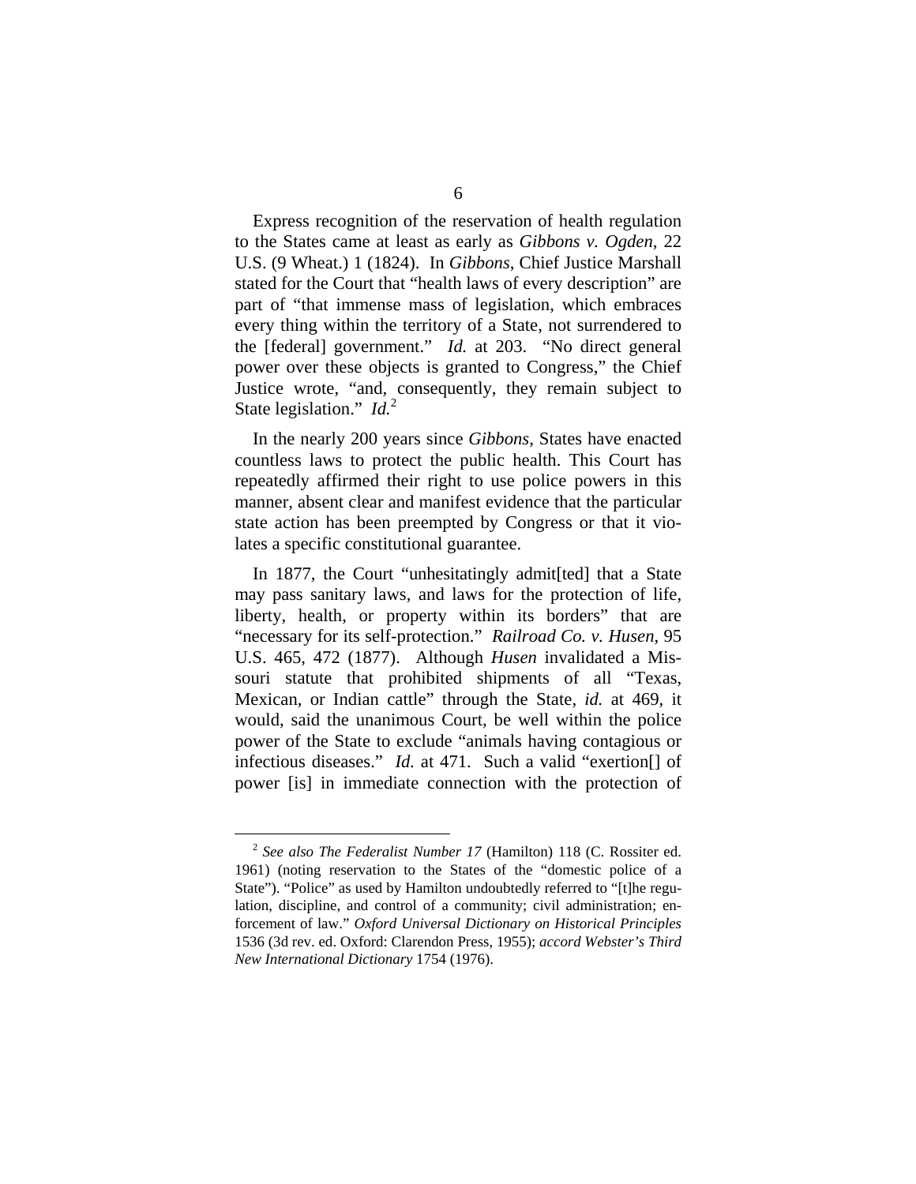Express recognition of the reservation of health regulation to the States came at least as early as *Gibbons v. Ogden*, 22 U.S. (9 Wheat.) 1 (1824). In *Gibbons*, Chief Justice Marshall stated for the Court that "health laws of every description" are part of "that immense mass of legislation, which embraces every thing within the territory of a State, not surrendered to the [federal] government." *Id.* at 203. "No direct general power over these objects is granted to Congress," the Chief Justice wrote, "and, consequently, they remain subject to State legislation." *Id.*[2]

In the nearly 200 years since *Gibbons*, States have enacted countless laws to protect the public health. This Court has repeatedly affirmed their right to use police powers in this manner, absent clear and manifest evidence that the particular state action has been preempted by Congress or that it violates a specific constitutional guarantee.

In 1877, the Court "unhesitatingly admit[ted] that a State may pass sanitary laws, and laws for the protection of life, liberty, health, or property within its borders" that are "necessary for its self-protection." *Railroad Co. v. Husen*, 95 U.S. 465, 472 (1877). Although *Husen* invalidated a Missouri statute that prohibited shipments of all "Texas, Mexican, or Indian cattle" through the State, *id.* at 469, it would, said the unanimous Court, be well within the police power of the State to exclude "animals having contagious or infectious diseases." *Id.* at 471. Such a valid "exertion[] of power [is] in immediate connection with the protection of

---

[2] *See also The Federalist Number 17* (Hamilton) 118 (C. Rossiter ed. 1961) (noting reservation to the States of the "domestic police of a State"). "Police" as used by Hamilton undoubtedly referred to "[t]he regulation, discipline, and control of a community; civil administration; enforcement of law." *Oxford Universal Dictionary on Historical Principles* 1536 (3d rev. ed. Oxford: Clarendon Press, 1955); *accord Webster's Third New International Dictionary* 1754 (1976).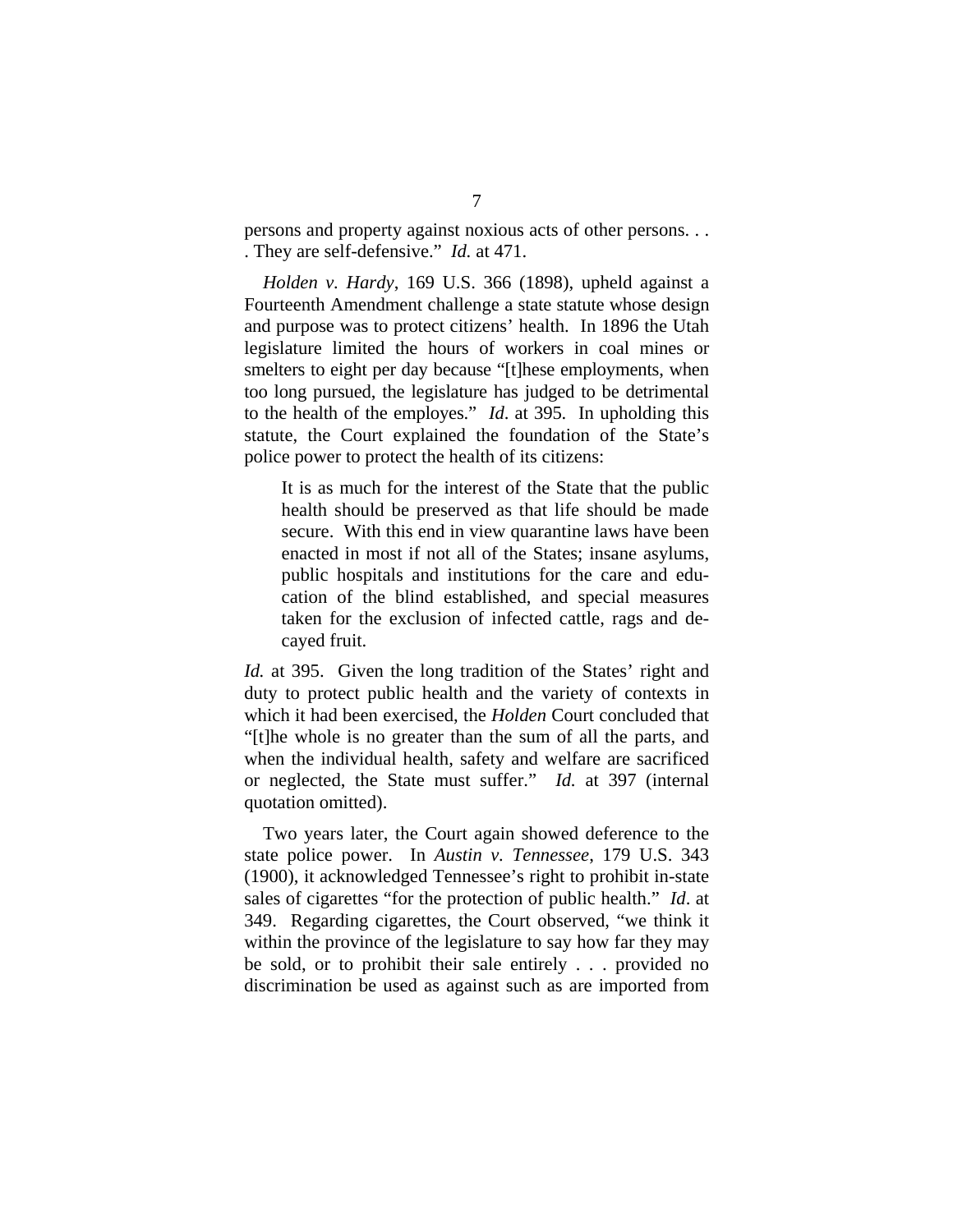persons and property against noxious acts of other persons. . . . They are self-defensive." *Id.* at 471.

*Holden v. Hardy*, 169 U.S. 366 (1898), upheld against a Fourteenth Amendment challenge a state statute whose design and purpose was to protect citizens' health. In 1896 the Utah legislature limited the hours of workers in coal mines or smelters to eight per day because "[t]hese employments, when too long pursued, the legislature has judged to be detrimental to the health of the employes." *Id*. at 395. In upholding this statute, the Court explained the foundation of the State's police power to protect the health of its citizens:

> It is as much for the interest of the State that the public health should be preserved as that life should be made secure. With this end in view quarantine laws have been enacted in most if not all of the States; insane asylums, public hospitals and institutions for the care and education of the blind established, and special measures taken for the exclusion of infected cattle, rags and decayed fruit.

*Id.* at 395. Given the long tradition of the States' right and duty to protect public health and the variety of contexts in which it had been exercised, the *Holden* Court concluded that "[t]he whole is no greater than the sum of all the parts, and when the individual health, safety and welfare are sacrificed or neglected, the State must suffer." *Id.* at 397 (internal quotation omitted).

Two years later, the Court again showed deference to the state police power. In *Austin v. Tennessee*, 179 U.S. 343 (1900), it acknowledged Tennessee's right to prohibit in-state sales of cigarettes "for the protection of public health." *Id*. at 349. Regarding cigarettes, the Court observed, "we think it within the province of the legislature to say how far they may be sold, or to prohibit their sale entirely . . . provided no discrimination be used as against such as are imported from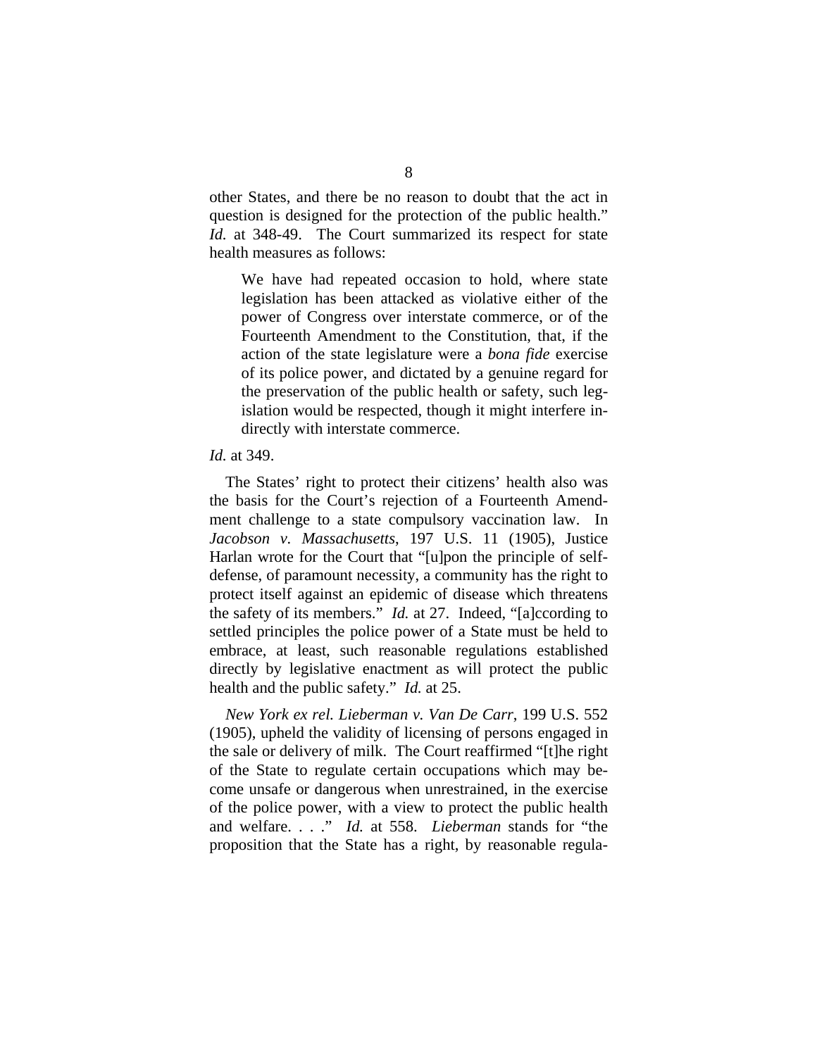other States, and there be no reason to doubt that the act in question is designed for the protection of the public health." *Id.* at 348-49. The Court summarized its respect for state health measures as follows:

> We have had repeated occasion to hold, where state legislation has been attacked as violative either of the power of Congress over interstate commerce, or of the Fourteenth Amendment to the Constitution, that, if the action of the state legislature were a *bona fide* exercise of its police power, and dictated by a genuine regard for the preservation of the public health or safety, such legislation would be respected, though it might interfere indirectly with interstate commerce.

*Id.* at 349.

The States' right to protect their citizens' health also was the basis for the Court's rejection of a Fourteenth Amendment challenge to a state compulsory vaccination law. In *Jacobson v. Massachusetts*, 197 U.S. 11 (1905), Justice Harlan wrote for the Court that "[u]pon the principle of self-defense, of paramount necessity, a community has the right to protect itself against an epidemic of disease which threatens the safety of its members." *Id.* at 27. Indeed, "[a]ccording to settled principles the police power of a State must be held to embrace, at least, such reasonable regulations established directly by legislative enactment as will protect the public health and the public safety." *Id.* at 25.

*New York ex rel. Lieberman v. Van De Carr*, 199 U.S. 552 (1905), upheld the validity of licensing of persons engaged in the sale or delivery of milk. The Court reaffirmed "[t]he right of the State to regulate certain occupations which may become unsafe or dangerous when unrestrained, in the exercise of the police power, with a view to protect the public health and welfare. . . ." *Id.* at 558. *Lieberman* stands for "the proposition that the State has a right, by reasonable regula-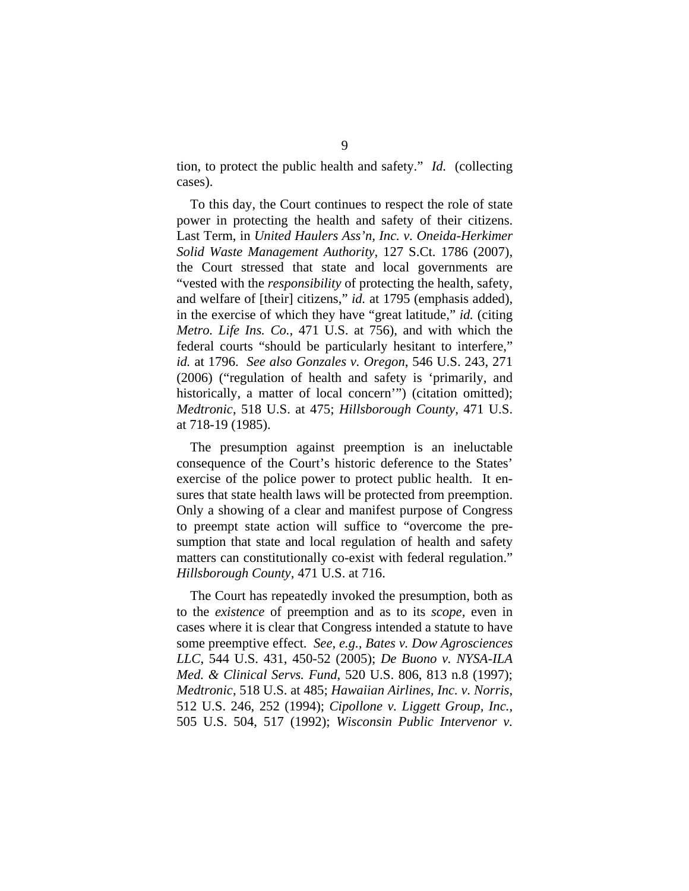tion, to protect the public health and safety." *Id.* (collecting cases).

To this day, the Court continues to respect the role of state power in protecting the health and safety of their citizens. Last Term, in *United Haulers Ass'n, Inc. v. Oneida-Herkimer Solid Waste Management Authority*, 127 S.Ct. 1786 (2007), the Court stressed that state and local governments are "vested with the *responsibility* of protecting the health, safety, and welfare of [their] citizens," *id.* at 1795 (emphasis added), in the exercise of which they have "great latitude," *id.* (citing *Metro. Life Ins. Co.*, 471 U.S. at 756), and with which the federal courts "should be particularly hesitant to interfere," *id.* at 1796. *See also Gonzales v. Oregon*, 546 U.S. 243, 271 (2006) ("regulation of health and safety is 'primarily, and historically, a matter of local concern'") (citation omitted); *Medtronic*, 518 U.S. at 475; *Hillsborough County*, 471 U.S. at 718-19 (1985).

The presumption against preemption is an ineluctable consequence of the Court's historic deference to the States' exercise of the police power to protect public health. It ensures that state health laws will be protected from preemption. Only a showing of a clear and manifest purpose of Congress to preempt state action will suffice to "overcome the presumption that state and local regulation of health and safety matters can constitutionally co-exist with federal regulation." *Hillsborough County*, 471 U.S. at 716.

The Court has repeatedly invoked the presumption, both as to the *existence* of preemption and as to its *scope*, even in cases where it is clear that Congress intended a statute to have some preemptive effect. *See, e.g.*, *Bates v. Dow Agrosciences LLC*, 544 U.S. 431, 450-52 (2005); *De Buono v. NYSA-ILA Med. & Clinical Servs. Fund*, 520 U.S. 806, 813 n.8 (1997); *Medtronic*, 518 U.S. at 485; *Hawaiian Airlines, Inc. v. Norris*, 512 U.S. 246, 252 (1994); *Cipollone v. Liggett Group, Inc.*, 505 U.S. 504, 517 (1992); *Wisconsin Public Intervenor v.*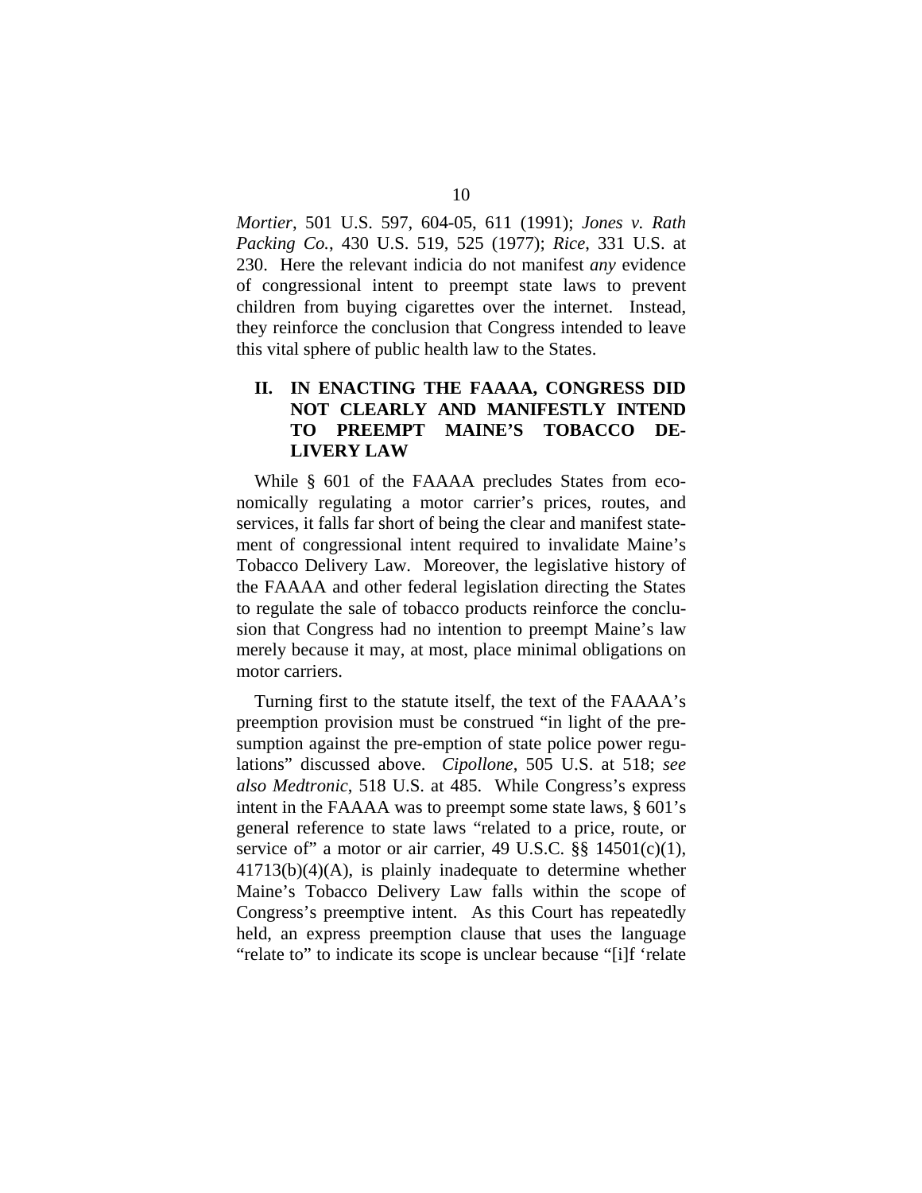*Mortier*, 501 U.S. 597, 604-05, 611 (1991); *Jones v. Rath Packing Co.*, 430 U.S. 519, 525 (1977); *Rice*, 331 U.S. at 230. Here the relevant indicia do not manifest *any* evidence of congressional intent to preempt state laws to prevent children from buying cigarettes over the internet. Instead, they reinforce the conclusion that Congress intended to leave this vital sphere of public health law to the States.

## II. IN ENACTING THE FAAAA, CONGRESS DID NOT CLEARLY AND MANIFESTLY INTEND TO PREEMPT MAINE'S TOBACCO DELIVERY LAW

While § 601 of the FAAAA precludes States from economically regulating a motor carrier's prices, routes, and services, it falls far short of being the clear and manifest statement of congressional intent required to invalidate Maine's Tobacco Delivery Law. Moreover, the legislative history of the FAAAA and other federal legislation directing the States to regulate the sale of tobacco products reinforce the conclusion that Congress had no intention to preempt Maine's law merely because it may, at most, place minimal obligations on motor carriers.

Turning first to the statute itself, the text of the FAAAA's preemption provision must be construed "in light of the presumption against the pre-emption of state police power regulations" discussed above. *Cipollone*, 505 U.S. at 518; *see also Medtronic*, 518 U.S. at 485. While Congress's express intent in the FAAAA was to preempt some state laws, § 601's general reference to state laws "related to a price, route, or service of" a motor or air carrier, 49 U.S.C. §§ 14501(c)(1), 41713(b)(4)(A), is plainly inadequate to determine whether Maine's Tobacco Delivery Law falls within the scope of Congress's preemptive intent. As this Court has repeatedly held, an express preemption clause that uses the language "relate to" to indicate its scope is unclear because "[i]f 'relate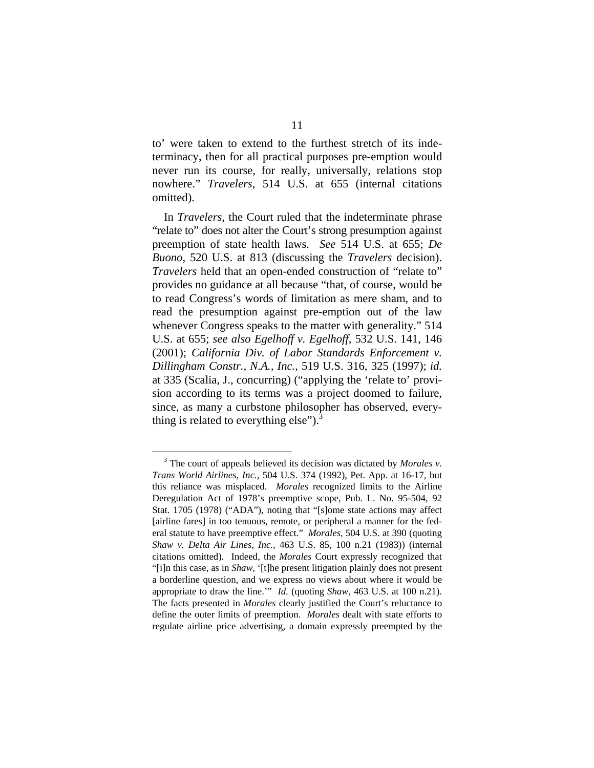to' were taken to extend to the furthest stretch of its indeterminacy, then for all practical purposes pre-emption would never run its course, for really, universally, relations stop nowhere." *Travelers*, 514 U.S. at 655 (internal citations omitted).

In *Travelers*, the Court ruled that the indeterminate phrase "relate to" does not alter the Court's strong presumption against preemption of state health laws. *See* 514 U.S. at 655; *De Buono*, 520 U.S. at 813 (discussing the *Travelers* decision). *Travelers* held that an open-ended construction of "relate to" provides no guidance at all because "that, of course, would be to read Congress's words of limitation as mere sham, and to read the presumption against pre-emption out of the law whenever Congress speaks to the matter with generality." 514 U.S. at 655; *see also Egelhoff v. Egelhoff*, 532 U.S. 141, 146 (2001); *California Div. of Labor Standards Enforcement v. Dillingham Constr., N.A., Inc.*, 519 U.S. 316, 325 (1997); *id.* at 335 (Scalia, J., concurring) ("applying the 'relate to' provision according to its terms was a project doomed to failure, since, as many a curbstone philosopher has observed, everything is related to everything else").[3]

---

[3] The court of appeals believed its decision was dictated by *Morales v. Trans World Airlines, Inc.*, 504 U.S. 374 (1992), Pet. App. at 16-17, but this reliance was misplaced. *Morales* recognized limits to the Airline Deregulation Act of 1978's preemptive scope, Pub. L. No. 95-504, 92 Stat. 1705 (1978) ("ADA"), noting that "[s]ome state actions may affect [airline fares] in too tenuous, remote, or peripheral a manner for the federal statute to have preemptive effect." *Morales*, 504 U.S. at 390 (quoting *Shaw v. Delta Air Lines, Inc.*, 463 U.S. 85, 100 n.21 (1983)) (internal citations omitted). Indeed, the *Morales* Court expressly recognized that "[i]n this case, as in *Shaw*, '[t]he present litigation plainly does not present a borderline question, and we express no views about where it would be appropriate to draw the line.'" *Id.* (quoting *Shaw*, 463 U.S. at 100 n.21). The facts presented in *Morales* clearly justified the Court's reluctance to define the outer limits of preemption. *Morales* dealt with state efforts to regulate airline price advertising, a domain expressly preempted by the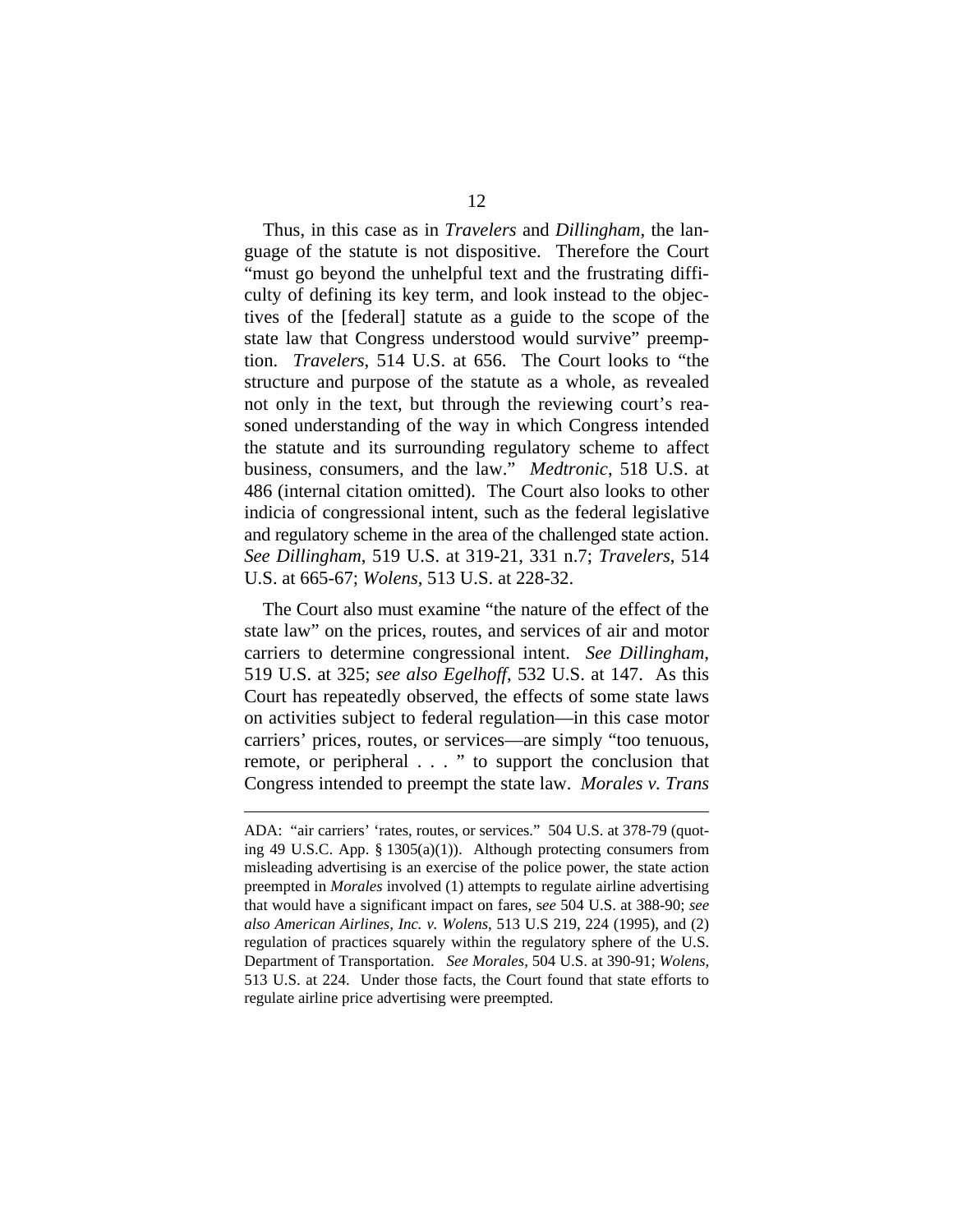Thus, in this case as in *Travelers* and *Dillingham*, the language of the statute is not dispositive. Therefore the Court "must go beyond the unhelpful text and the frustrating difficulty of defining its key term, and look instead to the objectives of the [federal] statute as a guide to the scope of the state law that Congress understood would survive" preemption. *Travelers*, 514 U.S. at 656. The Court looks to "the structure and purpose of the statute as a whole, as revealed not only in the text, but through the reviewing court's reasoned understanding of the way in which Congress intended the statute and its surrounding regulatory scheme to affect business, consumers, and the law." *Medtronic*, 518 U.S. at 486 (internal citation omitted). The Court also looks to other indicia of congressional intent, such as the federal legislative and regulatory scheme in the area of the challenged state action. *See Dillingham*, 519 U.S. at 319-21, 331 n.7; *Travelers*, 514 U.S. at 665-67; *Wolens*, 513 U.S. at 228-32.

The Court also must examine "the nature of the effect of the state law" on the prices, routes, and services of air and motor carriers to determine congressional intent. *See Dillingham*, 519 U.S. at 325; *see also Egelhoff*, 532 U.S. at 147. As this Court has repeatedly observed, the effects of some state laws on activities subject to federal regulation—in this case motor carriers' prices, routes, or services—are simply "too tenuous, remote, or peripheral . . . " to support the conclusion that Congress intended to preempt the state law. *Morales v. Trans*

---

ADA: "air carriers' 'rates, routes, or services." 504 U.S. at 378-79 (quoting 49 U.S.C. App. § 1305(a)(1)). Although protecting consumers from misleading advertising is an exercise of the police power, the state action preempted in *Morales* involved (1) attempts to regulate airline advertising that would have a significant impact on fares, *see* 504 U.S. at 388-90; *see also American Airlines, Inc. v. Wolens*, 513 U.S 219, 224 (1995), and (2) regulation of practices squarely within the regulatory sphere of the U.S. Department of Transportation. *See Morales*, 504 U.S. at 390-91; *Wolens*, 513 U.S. at 224. Under those facts, the Court found that state efforts to regulate airline price advertising were preempted.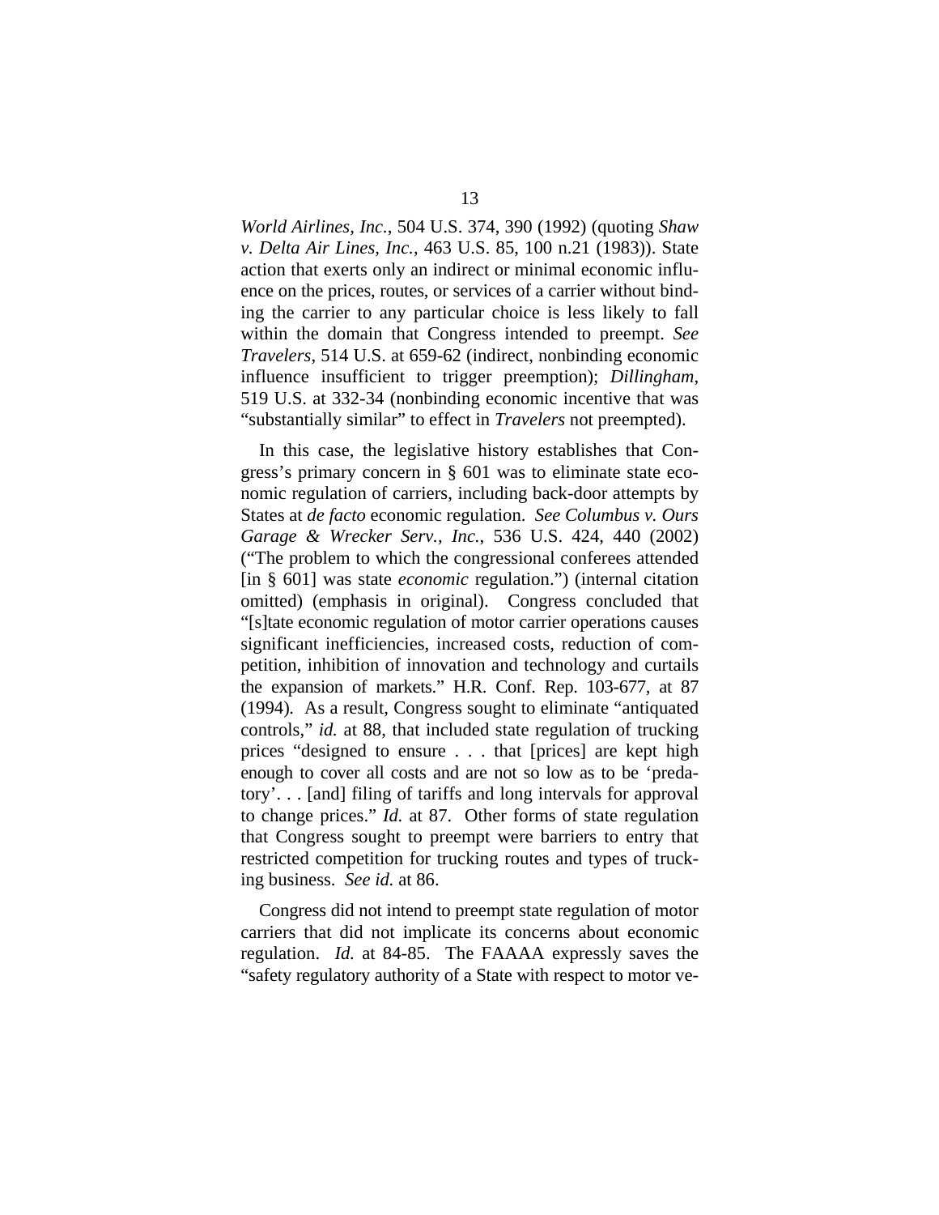*World Airlines, Inc.*, 504 U.S. 374, 390 (1992) (quoting *Shaw v. Delta Air Lines, Inc.*, 463 U.S. 85, 100 n.21 (1983)). State action that exerts only an indirect or minimal economic influence on the prices, routes, or services of a carrier without binding the carrier to any particular choice is less likely to fall within the domain that Congress intended to preempt. *See Travelers*, 514 U.S. at 659-62 (indirect, nonbinding economic influence insufficient to trigger preemption); *Dillingham*, 519 U.S. at 332-34 (nonbinding economic incentive that was "substantially similar" to effect in *Travelers* not preempted).

In this case, the legislative history establishes that Congress's primary concern in § 601 was to eliminate state economic regulation of carriers, including back-door attempts by States at *de facto* economic regulation. *See Columbus v. Ours Garage & Wrecker Serv., Inc.*, 536 U.S. 424, 440 (2002) ("The problem to which the congressional conferees attended [in § 601] was state *economic* regulation.") (internal citation omitted) (emphasis in original). Congress concluded that "[s]tate economic regulation of motor carrier operations causes significant inefficiencies, increased costs, reduction of competition, inhibition of innovation and technology and curtails the expansion of markets." H.R. Conf. Rep. 103-677, at 87 (1994). As a result, Congress sought to eliminate "antiquated controls," *id.* at 88, that included state regulation of trucking prices "designed to ensure . . . that [prices] are kept high enough to cover all costs and are not so low as to be 'predatory'. . . [and] filing of tariffs and long intervals for approval to change prices." *Id.* at 87. Other forms of state regulation that Congress sought to preempt were barriers to entry that restricted competition for trucking routes and types of trucking business. *See id.* at 86.

Congress did not intend to preempt state regulation of motor carriers that did not implicate its concerns about economic regulation. *Id.* at 84-85. The FAAAA expressly saves the "safety regulatory authority of a State with respect to motor ve-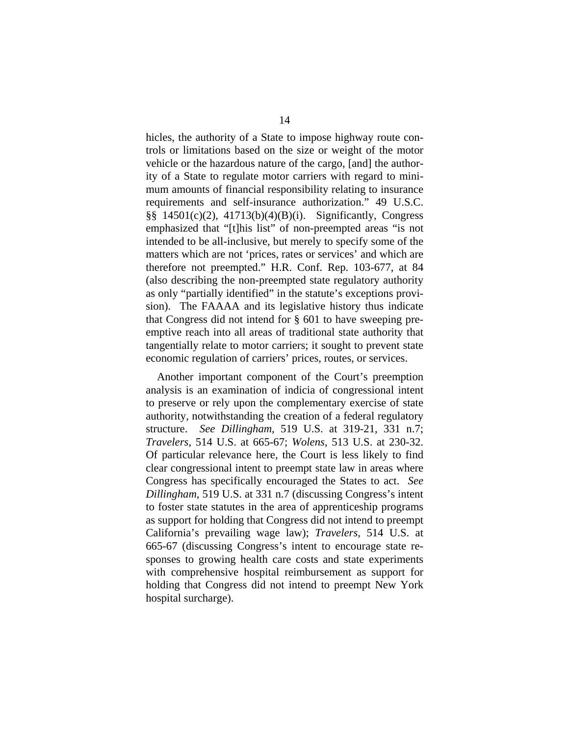hicles, the authority of a State to impose highway route controls or limitations based on the size or weight of the motor vehicle or the hazardous nature of the cargo, [and] the authority of a State to regulate motor carriers with regard to minimum amounts of financial responsibility relating to insurance requirements and self-insurance authorization." 49 U.S.C. §§ 14501(c)(2), 41713(b)(4)(B)(i). Significantly, Congress emphasized that "[t]his list" of non-preempted areas "is not intended to be all-inclusive, but merely to specify some of the matters which are not 'prices, rates or services' and which are therefore not preempted." H.R. Conf. Rep. 103-677, at 84 (also describing the non-preempted state regulatory authority as only "partially identified" in the statute's exceptions provision). The FAAAA and its legislative history thus indicate that Congress did not intend for § 601 to have sweeping preemptive reach into all areas of traditional state authority that tangentially relate to motor carriers; it sought to prevent state economic regulation of carriers' prices, routes, or services.

Another important component of the Court's preemption analysis is an examination of indicia of congressional intent to preserve or rely upon the complementary exercise of state authority, notwithstanding the creation of a federal regulatory structure. *See Dillingham*, 519 U.S. at 319-21, 331 n.7; *Travelers*, 514 U.S. at 665-67; *Wolens*, 513 U.S. at 230-32. Of particular relevance here, the Court is less likely to find clear congressional intent to preempt state law in areas where Congress has specifically encouraged the States to act. *See Dillingham*, 519 U.S. at 331 n.7 (discussing Congress's intent to foster state statutes in the area of apprenticeship programs as support for holding that Congress did not intend to preempt California's prevailing wage law); *Travelers*, 514 U.S. at 665-67 (discussing Congress's intent to encourage state responses to growing health care costs and state experiments with comprehensive hospital reimbursement as support for holding that Congress did not intend to preempt New York hospital surcharge).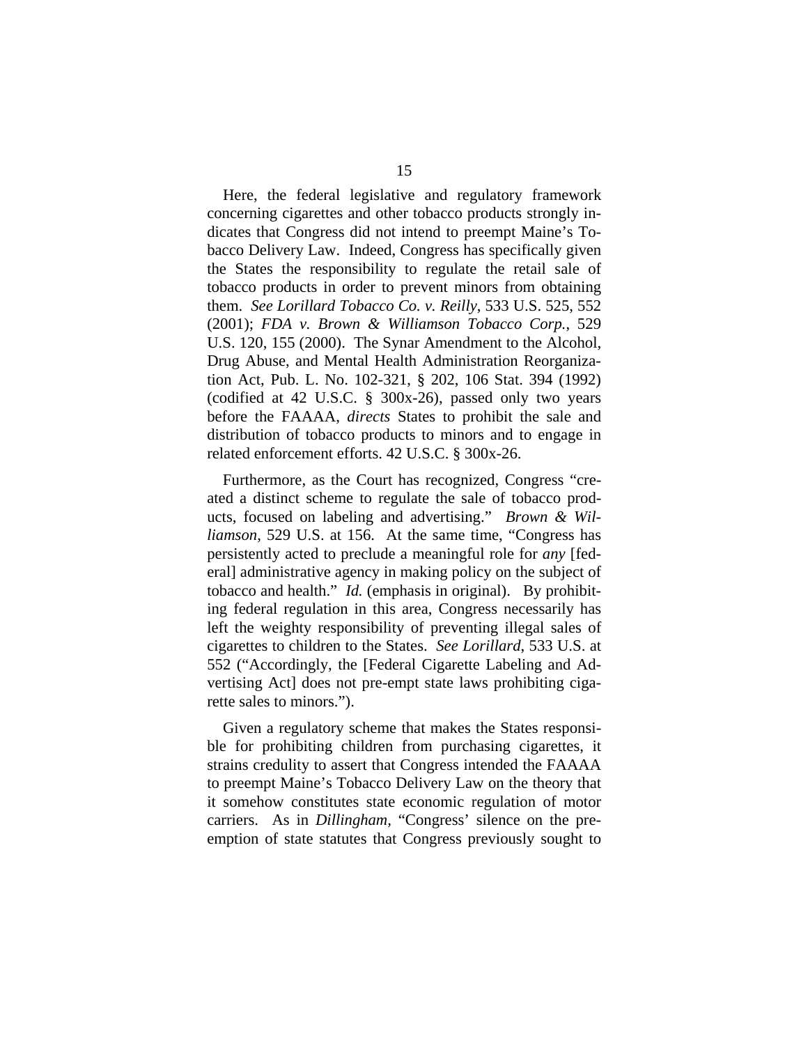Here, the federal legislative and regulatory framework concerning cigarettes and other tobacco products strongly indicates that Congress did not intend to preempt Maine's Tobacco Delivery Law. Indeed, Congress has specifically given the States the responsibility to regulate the retail sale of tobacco products in order to prevent minors from obtaining them. *See Lorillard Tobacco Co. v. Reilly*, 533 U.S. 525, 552 (2001); *FDA v. Brown & Williamson Tobacco Corp.*, 529 U.S. 120, 155 (2000). The Synar Amendment to the Alcohol, Drug Abuse, and Mental Health Administration Reorganization Act, Pub. L. No. 102-321, § 202, 106 Stat. 394 (1992) (codified at 42 U.S.C. § 300x-26), passed only two years before the FAAAA, *directs* States to prohibit the sale and distribution of tobacco products to minors and to engage in related enforcement efforts. 42 U.S.C. § 300x-26.

Furthermore, as the Court has recognized, Congress "created a distinct scheme to regulate the sale of tobacco products, focused on labeling and advertising." *Brown & Williamson*, 529 U.S. at 156. At the same time, "Congress has persistently acted to preclude a meaningful role for *any* [federal] administrative agency in making policy on the subject of tobacco and health." *Id.* (emphasis in original). By prohibiting federal regulation in this area, Congress necessarily has left the weighty responsibility of preventing illegal sales of cigarettes to children to the States. *See Lorillard*, 533 U.S. at 552 ("Accordingly, the [Federal Cigarette Labeling and Advertising Act] does not pre-empt state laws prohibiting cigarette sales to minors.").

Given a regulatory scheme that makes the States responsible for prohibiting children from purchasing cigarettes, it strains credulity to assert that Congress intended the FAAAA to preempt Maine's Tobacco Delivery Law on the theory that it somehow constitutes state economic regulation of motor carriers. As in *Dillingham*, "Congress' silence on the preemption of state statutes that Congress previously sought to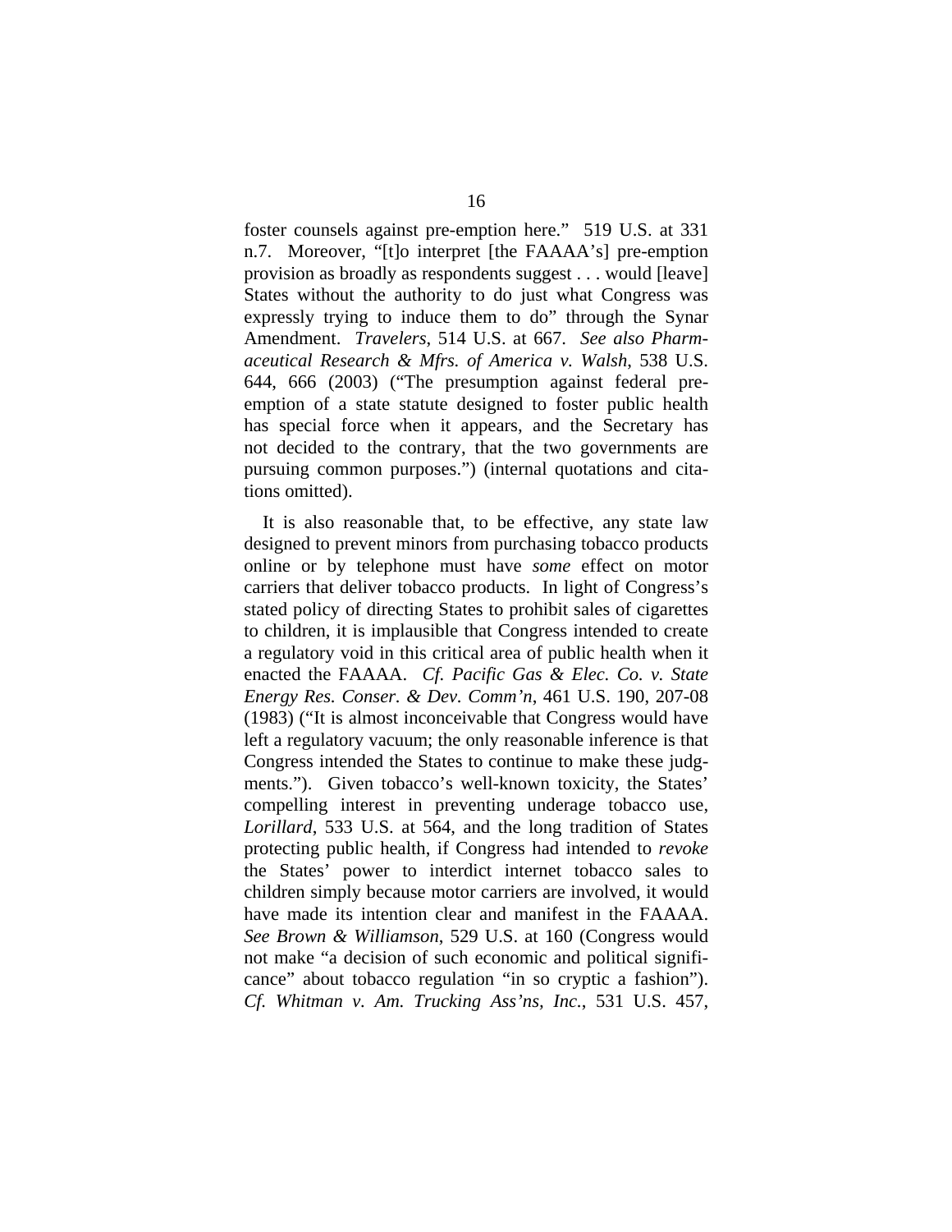foster counsels against pre-emption here." 519 U.S. at 331 n.7. Moreover, "[t]o interpret [the FAAAA's] pre-emption provision as broadly as respondents suggest . . . would [leave] States without the authority to do just what Congress was expressly trying to induce them to do" through the Synar Amendment. *Travelers*, 514 U.S. at 667. *See also Pharmaceutical Research & Mfrs. of America v. Walsh*, 538 U.S. 644, 666 (2003) ("The presumption against federal pre-emption of a state statute designed to foster public health has special force when it appears, and the Secretary has not decided to the contrary, that the two governments are pursuing common purposes.") (internal quotations and citations omitted).

It is also reasonable that, to be effective, any state law designed to prevent minors from purchasing tobacco products online or by telephone must have *some* effect on motor carriers that deliver tobacco products. In light of Congress's stated policy of directing States to prohibit sales of cigarettes to children, it is implausible that Congress intended to create a regulatory void in this critical area of public health when it enacted the FAAAA. *Cf. Pacific Gas & Elec. Co. v. State Energy Res. Conser. & Dev. Comm'n*, 461 U.S. 190, 207-08 (1983) ("It is almost inconceivable that Congress would have left a regulatory vacuum; the only reasonable inference is that Congress intended the States to continue to make these judgments."). Given tobacco's well-known toxicity, the States' compelling interest in preventing underage tobacco use, *Lorillard*, 533 U.S. at 564, and the long tradition of States protecting public health, if Congress had intended to *revoke* the States' power to interdict internet tobacco sales to children simply because motor carriers are involved, it would have made its intention clear and manifest in the FAAAA. *See Brown & Williamson*, 529 U.S. at 160 (Congress would not make "a decision of such economic and political significance" about tobacco regulation "in so cryptic a fashion"). *Cf. Whitman v. Am. Trucking Ass'ns, Inc.*, 531 U.S. 457,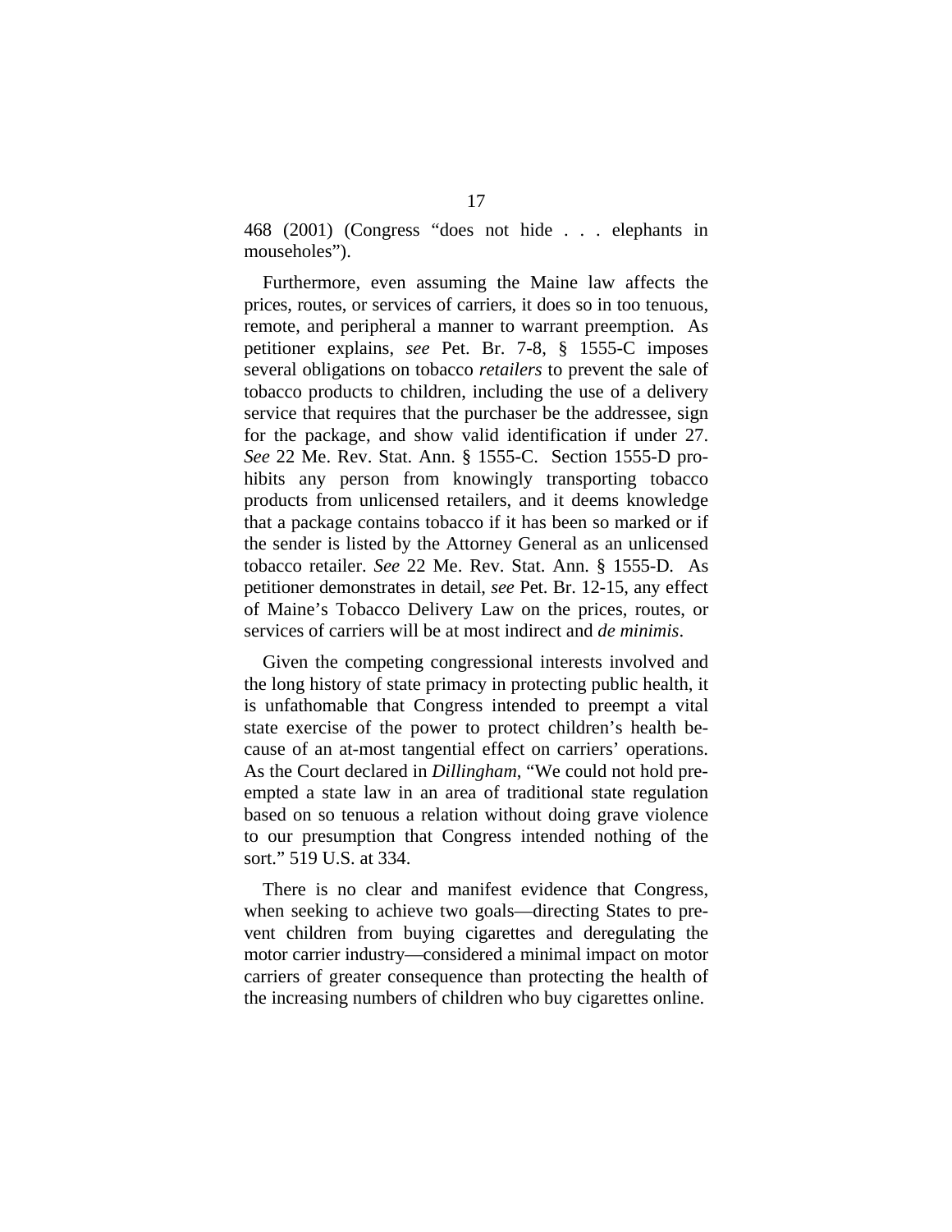468 (2001) (Congress "does not hide . . . elephants in mouseholes").

Furthermore, even assuming the Maine law affects the prices, routes, or services of carriers, it does so in too tenuous, remote, and peripheral a manner to warrant preemption. As petitioner explains, *see* Pet. Br. 7-8, § 1555-C imposes several obligations on tobacco *retailers* to prevent the sale of tobacco products to children, including the use of a delivery service that requires that the purchaser be the addressee, sign for the package, and show valid identification if under 27. *See* 22 Me. Rev. Stat. Ann. § 1555-C. Section 1555-D prohibits any person from knowingly transporting tobacco products from unlicensed retailers, and it deems knowledge that a package contains tobacco if it has been so marked or if the sender is listed by the Attorney General as an unlicensed tobacco retailer. *See* 22 Me. Rev. Stat. Ann. § 1555-D. As petitioner demonstrates in detail, *see* Pet. Br. 12-15, any effect of Maine's Tobacco Delivery Law on the prices, routes, or services of carriers will be at most indirect and *de minimis*.

Given the competing congressional interests involved and the long history of state primacy in protecting public health, it is unfathomable that Congress intended to preempt a vital state exercise of the power to protect children's health because of an at-most tangential effect on carriers' operations. As the Court declared in *Dillingham*, "We could not hold preempted a state law in an area of traditional state regulation based on so tenuous a relation without doing grave violence to our presumption that Congress intended nothing of the sort." 519 U.S. at 334.

There is no clear and manifest evidence that Congress, when seeking to achieve two goals—directing States to prevent children from buying cigarettes and deregulating the motor carrier industry—considered a minimal impact on motor carriers of greater consequence than protecting the health of the increasing numbers of children who buy cigarettes online.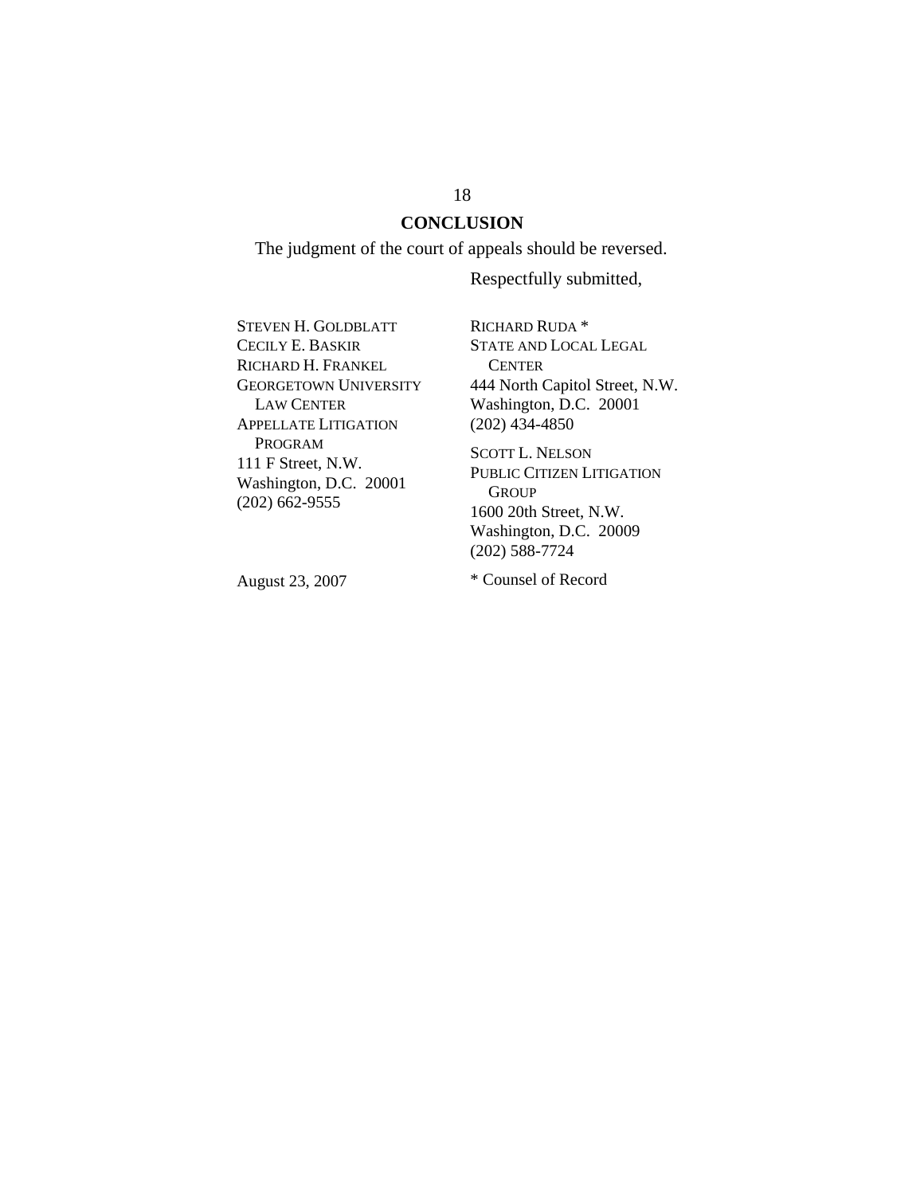## CONCLUSION

The judgment of the court of appeals should be reversed.

Respectfully submitted,

STEVEN H. GOLDBLATT
CECILY E. BASKIR
RICHARD H. FRANKEL
GEORGETOWN UNIVERSITY
LAW CENTER
APPELLATE LITIGATION
PROGRAM
111 F Street, N.W.
Washington, D.C. 20001
(202) 662-9555

RICHARD RUDA *
STATE AND LOCAL LEGAL
CENTER
444 North Capitol Street, N.W.
Washington, D.C. 20001
(202) 434-4850

SCOTT L. NELSON
PUBLIC CITIZEN LITIGATION
GROUP
1600 20th Street, N.W.
Washington, D.C. 20009
(202) 588-7724

August 23, 2007

* Counsel of Record